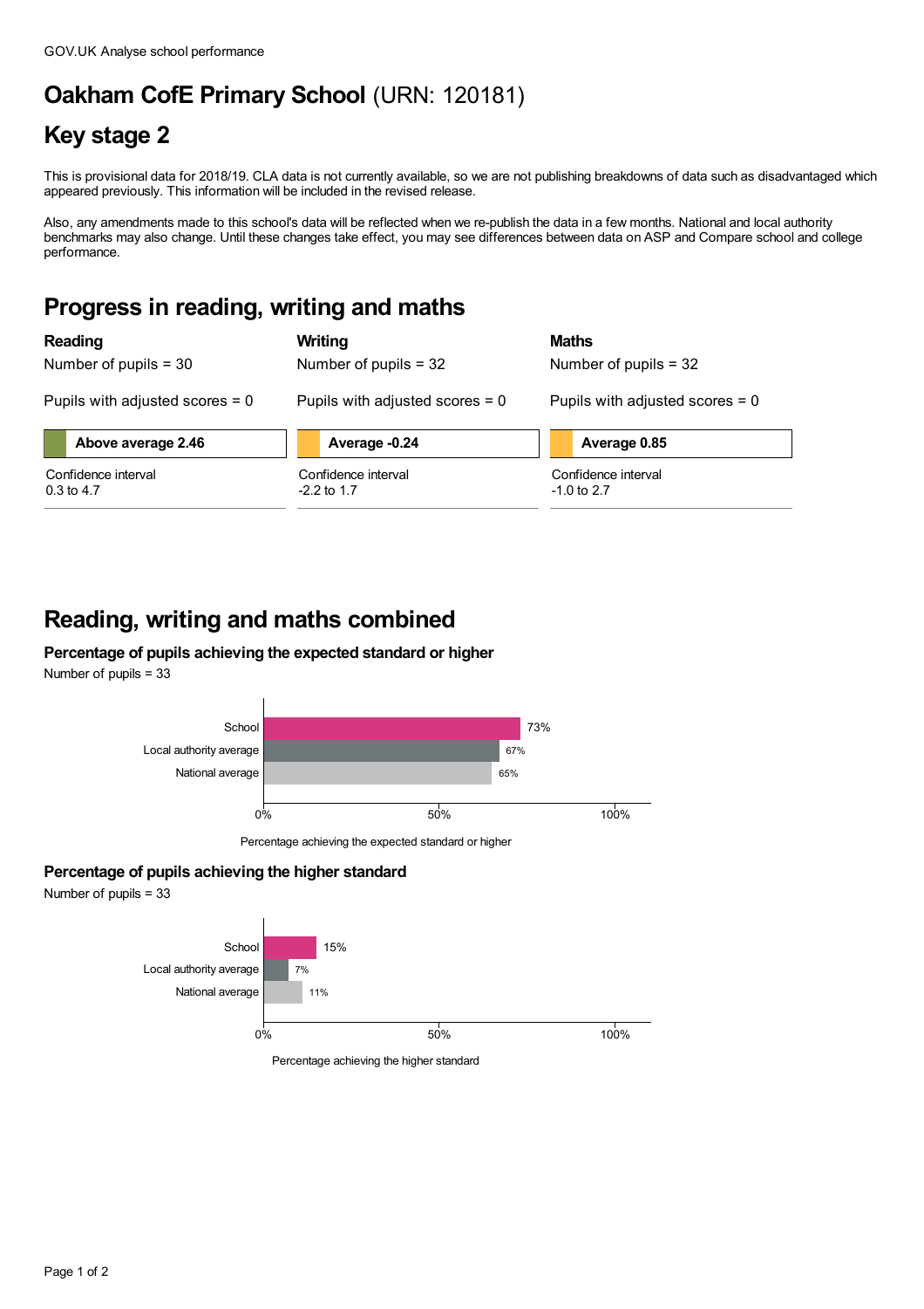GOV.UK Analyse school performance

# Oakham CofE Primary School (URN: 120181)

## Key stage 2

This is provisional data for 2018/19. CLA data is not currently available, so we are not publishing breakdowns of data such as disadvantaged which appeared previously. This information will be included in the revised release.

Also, any amendments made to this school's data will be reflected when we re-publish the data in a few months. National and local authority benchmarks may also change. Until these changes take effect, you may see differences between data on ASP and Compare school and college performance.

## Progress in reading, writing and maths

### Reading

Number of pupils = 30

Pupils with adjusted scores = 0

**Above average 2.46**

Confidence interval
0.3 to 4.7

### Writing

Number of pupils = 32

Pupils with adjusted scores = 0

**Average -0.24**

Confidence interval
-2.2 to 1.7

### Maths

Number of pupils = 32

Pupils with adjusted scores = 0

**Average 0.85**

Confidence interval
-1.0 to 2.7

## Reading, writing and maths combined

### Percentage of pupils achieving the expected standard or higher

Number of pupils = 33

| | Percentage achieving the expected standard or higher |
|---|---|
| School | 73% |
| Local authority average | 67% |
| National average | 65% |

### Percentage of pupils achieving the higher standard

Number of pupils = 33

| | Percentage achieving the higher standard |
|---|---|
| School | 15% |
| Local authority average | 7% |
| National average | 11% |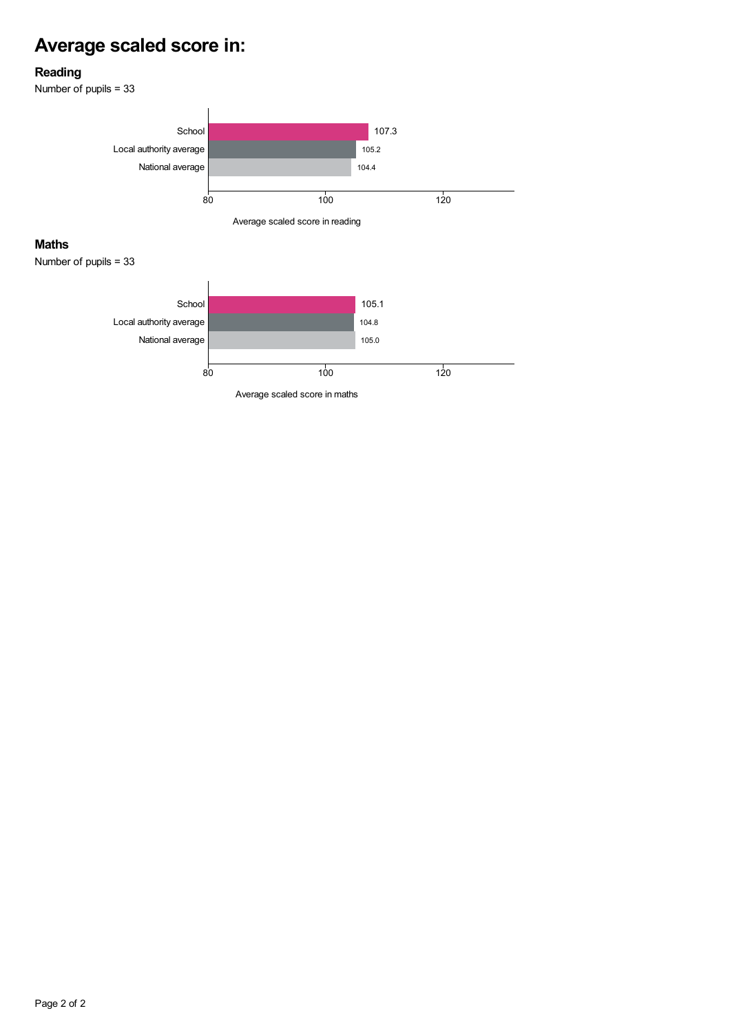# Average scaled score in:

## Reading

Number of pupils = 33

School 107.3
Local authority average 105.2
National average 104.4

80
100
120

Average scaled score in reading

## Maths

Number of pupils = 33

School 105.1
Local authority average 104.8
National average 105.0

80
100
120

Average scaled score in maths